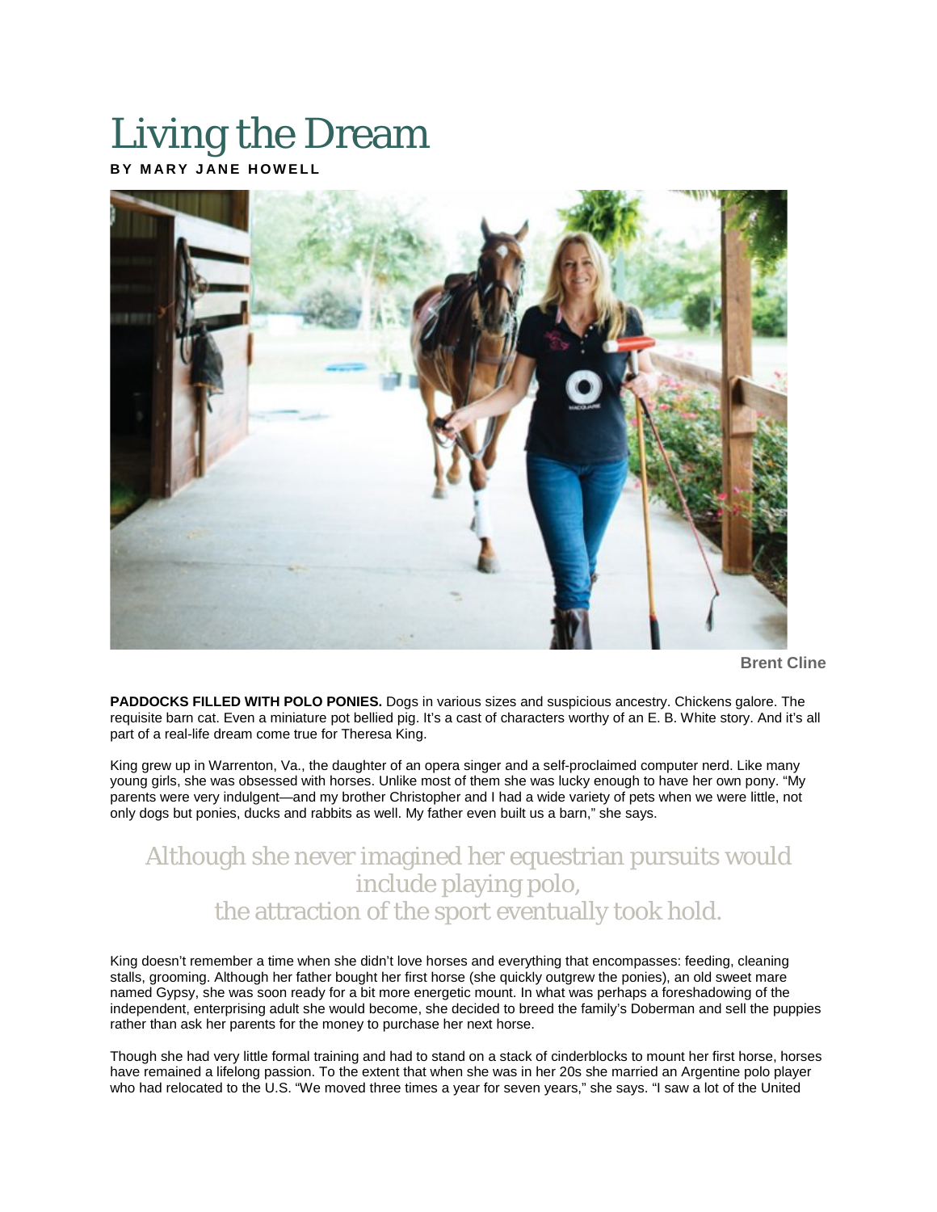# Living the Dream

**BY MARY JANE HOWELL**

Brent Cline

**PADDOCKS FILLED WITH POLO PONIES.** Dogs in various sizes and suspicious ancestry. Chickens galore. The requisite barn cat. Even a miniature pot bellied pig. It's a cast of characters worthy of an E. B. White story. And it's all part of a real-life dream come true for Theresa King.

King grew up in Warrenton, Va., the daughter of an opera singer and a self-proclaimed computer nerd. Like many young girls, she was obsessed with horses. Unlike most of them she was lucky enough to have her own pony. "My parents were very indulgent—and my brother Christopher and I had a wide variety of pets when we were little, not only dogs but ponies, ducks and rabbits as well. My father even built us a barn," she says.

> Although she never imagined her equestrian pursuits would include playing polo, the attraction of the sport eventually took hold.

King doesn't remember a time when she didn't love horses and everything that encompasses: feeding, cleaning stalls, grooming. Although her father bought her first horse (she quickly outgrew the ponies), an old sweet mare named Gypsy, she was soon ready for a bit more energetic mount. In what was perhaps a foreshadowing of the independent, enterprising adult she would become, she decided to breed the family's Doberman and sell the puppies rather than ask her parents for the money to purchase her next horse.

Though she had very little formal training and had to stand on a stack of cinderblocks to mount her first horse, horses have remained a lifelong passion. To the extent that when she was in her 20s she married an Argentine polo player who had relocated to the U.S. "We moved three times a year for seven years," she says. "I saw a lot of the United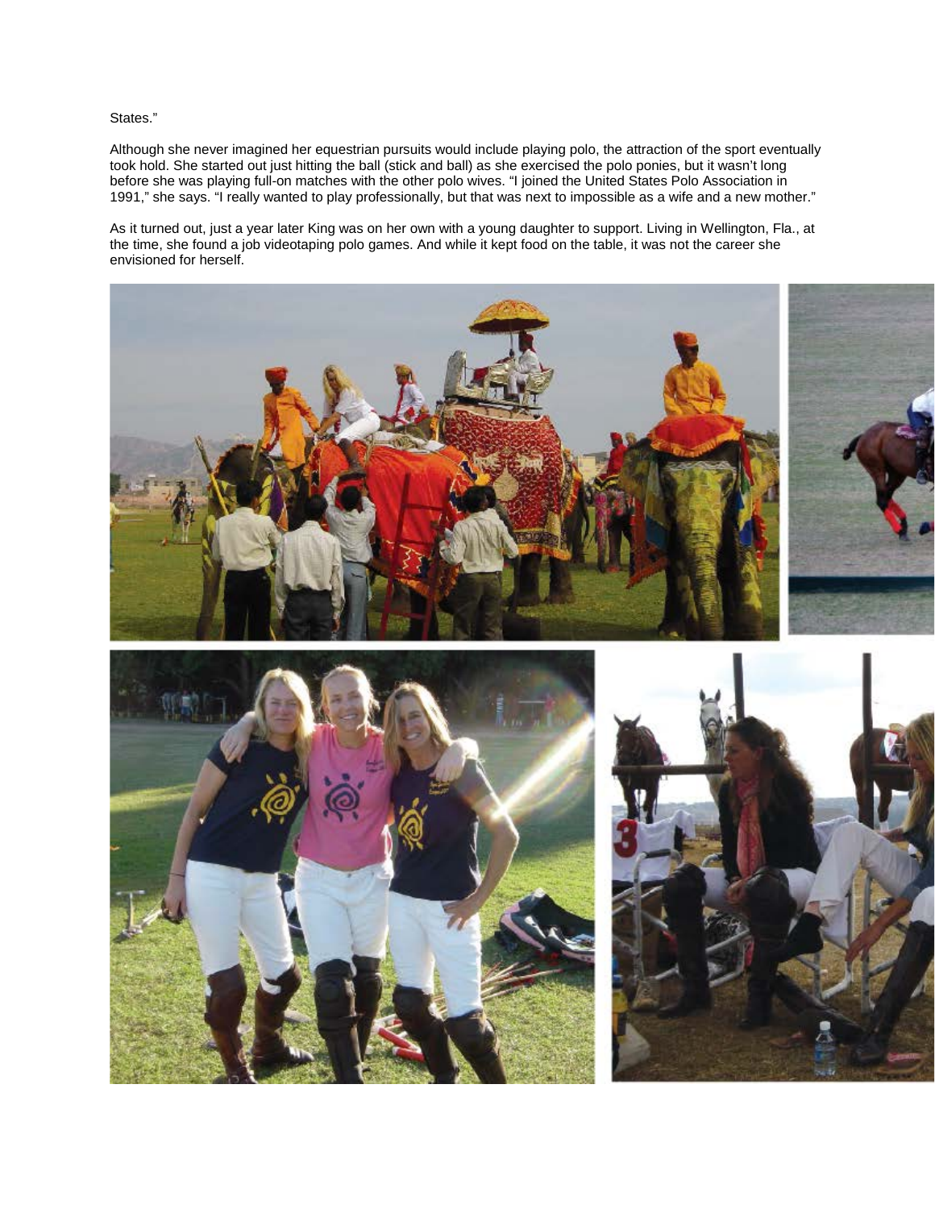States."

Although she never imagined her equestrian pursuits would include playing polo, the attraction of the sport eventually took hold. She started out just hitting the ball (stick and ball) as she exercised the polo ponies, but it wasn't long before she was playing full-on matches with the other polo wives. "I joined the United States Polo Association in 1991," she says. "I really wanted to play professionally, but that was next to impossible as a wife and a new mother."

As it turned out, just a year later King was on her own with a young daughter to support. Living in Wellington, Fla., at the time, she found a job videotaping polo games. And while it kept food on the table, it was not the career she envisioned for herself.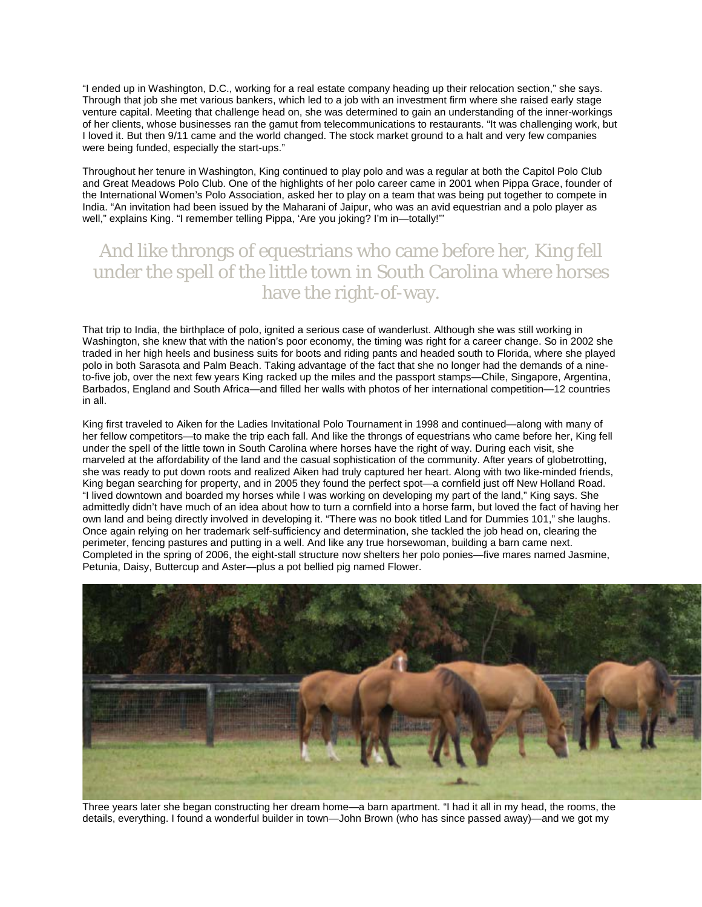"I ended up in Washington, D.C., working for a real estate company heading up their relocation section," she says. Through that job she met various bankers, which led to a job with an investment firm where she raised early stage venture capital. Meeting that challenge head on, she was determined to gain an understanding of the inner-workings of her clients, whose businesses ran the gamut from telecommunications to restaurants. "It was challenging work, but I loved it. But then 9/11 came and the world changed. The stock market ground to a halt and very few companies were being funded, especially the start-ups."

Throughout her tenure in Washington, King continued to play polo and was a regular at both the Capitol Polo Club and Great Meadows Polo Club. One of the highlights of her polo career came in 2001 when Pippa Grace, founder of the International Women's Polo Association, asked her to play on a team that was being put together to compete in India. "An invitation had been issued by the Maharani of Jaipur, who was an avid equestrian and a polo player as well," explains King. "I remember telling Pippa, 'Are you joking? I'm in—totally!'"

> And like throngs of equestrians who came before her, King fell under the spell of the little town in South Carolina where horses have the right-of-way.

That trip to India, the birthplace of polo, ignited a serious case of wanderlust. Although she was still working in Washington, she knew that with the nation's poor economy, the timing was right for a career change. So in 2002 she traded in her high heels and business suits for boots and riding pants and headed south to Florida, where she played polo in both Sarasota and Palm Beach. Taking advantage of the fact that she no longer had the demands of a nine-to-five job, over the next few years King racked up the miles and the passport stamps—Chile, Singapore, Argentina, Barbados, England and South Africa—and filled her walls with photos of her international competition—12 countries in all.

King first traveled to Aiken for the Ladies Invitational Polo Tournament in 1998 and continued—along with many of her fellow competitors—to make the trip each fall. And like the throngs of equestrians who came before her, King fell under the spell of the little town in South Carolina where horses have the right of way. During each visit, she marveled at the affordability of the land and the casual sophistication of the community. After years of globetrotting, she was ready to put down roots and realized Aiken had truly captured her heart. Along with two like-minded friends, King began searching for property, and in 2005 they found the perfect spot—a cornfield just off New Holland Road. "I lived downtown and boarded my horses while I was working on developing my part of the land," King says. She admittedly didn't have much of an idea about how to turn a cornfield into a horse farm, but loved the fact of having her own land and being directly involved in developing it. "There was no book titled Land for Dummies 101," she laughs. Once again relying on her trademark self-sufficiency and determination, she tackled the job head on, clearing the perimeter, fencing pastures and putting in a well. And like any true horsewoman, building a barn came next. Completed in the spring of 2006, the eight-stall structure now shelters her polo ponies—five mares named Jasmine, Petunia, Daisy, Buttercup and Aster—plus a pot bellied pig named Flower.

Three years later she began constructing her dream home—a barn apartment. "I had it all in my head, the rooms, the details, everything. I found a wonderful builder in town—John Brown (who has since passed away)—and we got my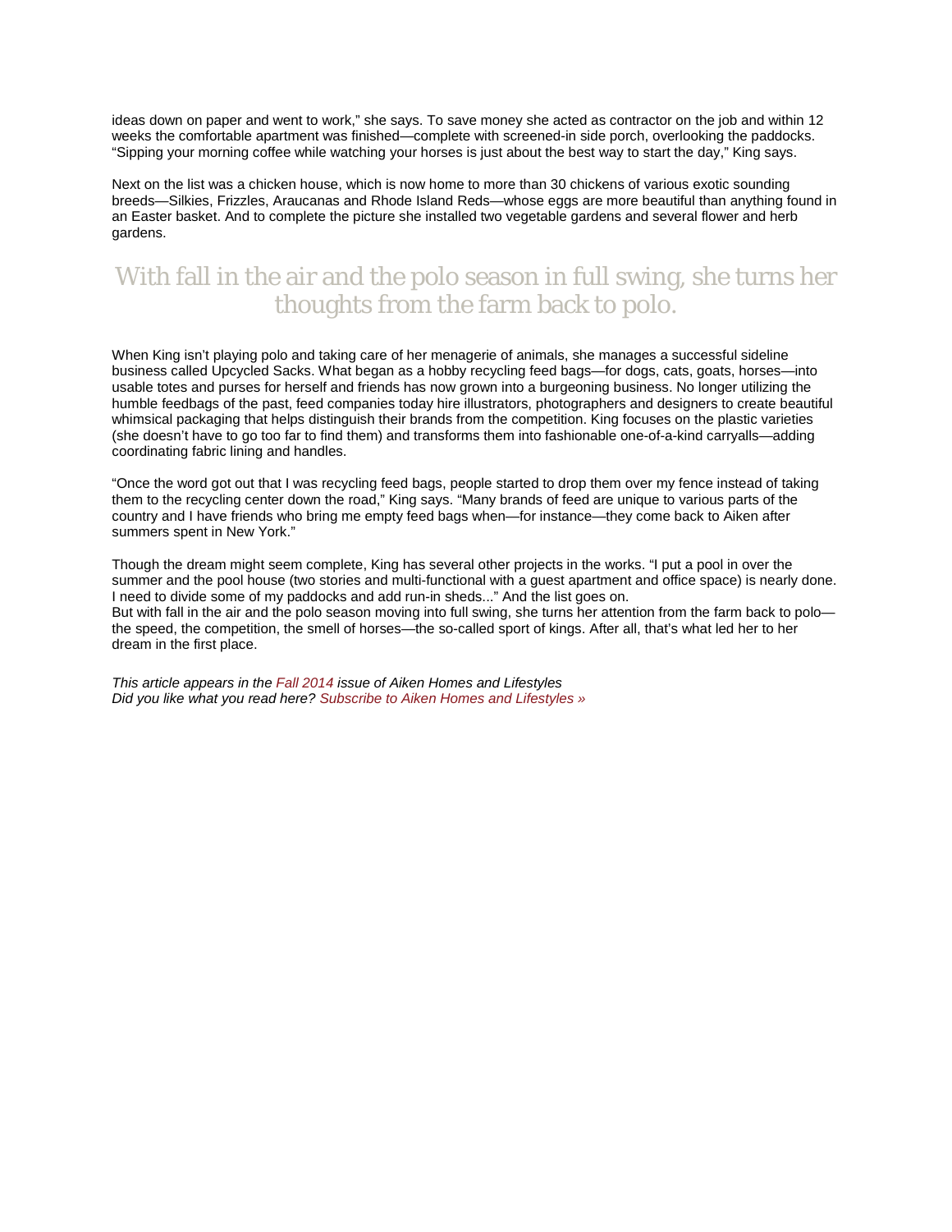ideas down on paper and went to work," she says. To save money she acted as contractor on the job and within 12 weeks the comfortable apartment was finished—complete with screened-in side porch, overlooking the paddocks. "Sipping your morning coffee while watching your horses is just about the best way to start the day," King says.

Next on the list was a chicken house, which is now home to more than 30 chickens of various exotic sounding breeds—Silkies, Frizzles, Araucanas and Rhode Island Reds—whose eggs are more beautiful than anything found in an Easter basket. And to complete the picture she installed two vegetable gardens and several flower and herb gardens.

> With fall in the air and the polo season in full swing, she turns her thoughts from the farm back to polo.

When King isn't playing polo and taking care of her menagerie of animals, she manages a successful sideline business called Upcycled Sacks. What began as a hobby recycling feed bags—for dogs, cats, goats, horses—into usable totes and purses for herself and friends has now grown into a burgeoning business. No longer utilizing the humble feedbags of the past, feed companies today hire illustrators, photographers and designers to create beautiful whimsical packaging that helps distinguish their brands from the competition. King focuses on the plastic varieties (she doesn't have to go too far to find them) and transforms them into fashionable one-of-a-kind carryalls—adding coordinating fabric lining and handles.

"Once the word got out that I was recycling feed bags, people started to drop them over my fence instead of taking them to the recycling center down the road," King says. "Many brands of feed are unique to various parts of the country and I have friends who bring me empty feed bags when—for instance—they come back to Aiken after summers spent in New York."

Though the dream might seem complete, King has several other projects in the works. "I put a pool in over the summer and the pool house (two stories and multi-functional with a guest apartment and office space) is nearly done. I need to divide some of my paddocks and add run-in sheds..." And the list goes on.
But with fall in the air and the polo season moving into full swing, she turns her attention from the farm back to polo—the speed, the competition, the smell of horses—the so-called sport of kings. After all, that's what led her to her dream in the first place.

*This article appears in the Fall 2014 issue of Aiken Homes and Lifestyles*
*Did you like what you read here? Subscribe to Aiken Homes and Lifestyles »*